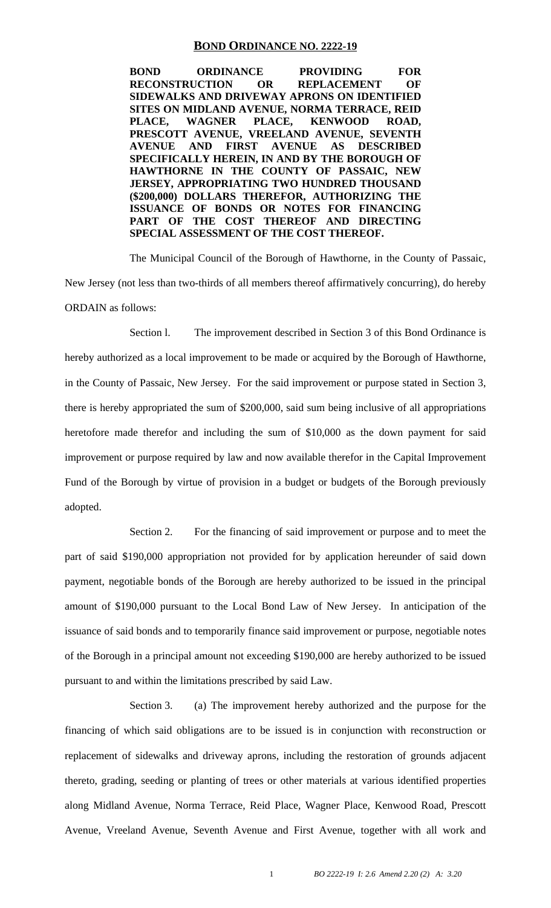## BOND ORDINANCE NO. 2222-19

**BOND ORDINANCE PROVIDING FOR RECONSTRUCTION OR REPLACEMENT OF SIDEWALKS AND DRIVEWAY APRONS ON IDENTIFIED SITES ON MIDLAND AVENUE, NORMA TERRACE, REID PLACE, WAGNER PLACE, KENWOOD ROAD, PRESCOTT AVENUE, VREELAND AVENUE, SEVENTH AVENUE AND FIRST AVENUE AS DESCRIBED SPECIFICALLY HEREIN, IN AND BY THE BOROUGH OF HAWTHORNE IN THE COUNTY OF PASSAIC, NEW JERSEY, APPROPRIATING TWO HUNDRED THOUSAND ($200,000) DOLLARS THEREFOR, AUTHORIZING THE ISSUANCE OF BONDS OR NOTES FOR FINANCING PART OF THE COST THEREOF AND DIRECTING SPECIAL ASSESSMENT OF THE COST THEREOF.**

The Municipal Council of the Borough of Hawthorne, in the County of Passaic, New Jersey (not less than two-thirds of all members thereof affirmatively concurring), do hereby ORDAIN as follows:

Section l. The improvement described in Section 3 of this Bond Ordinance is hereby authorized as a local improvement to be made or acquired by the Borough of Hawthorne, in the County of Passaic, New Jersey. For the said improvement or purpose stated in Section 3, there is hereby appropriated the sum of $200,000, said sum being inclusive of all appropriations heretofore made therefor and including the sum of $10,000 as the down payment for said improvement or purpose required by law and now available therefor in the Capital Improvement Fund of the Borough by virtue of provision in a budget or budgets of the Borough previously adopted.

Section 2. For the financing of said improvement or purpose and to meet the part of said $190,000 appropriation not provided for by application hereunder of said down payment, negotiable bonds of the Borough are hereby authorized to be issued in the principal amount of $190,000 pursuant to the Local Bond Law of New Jersey. In anticipation of the issuance of said bonds and to temporarily finance said improvement or purpose, negotiable notes of the Borough in a principal amount not exceeding $190,000 are hereby authorized to be issued pursuant to and within the limitations prescribed by said Law.

Section 3. (a) The improvement hereby authorized and the purpose for the financing of which said obligations are to be issued is in conjunction with reconstruction or replacement of sidewalks and driveway aprons, including the restoration of grounds adjacent thereto, grading, seeding or planting of trees or other materials at various identified properties along Midland Avenue, Norma Terrace, Reid Place, Wagner Place, Kenwood Road, Prescott Avenue, Vreeland Avenue, Seventh Avenue and First Avenue, together with all work and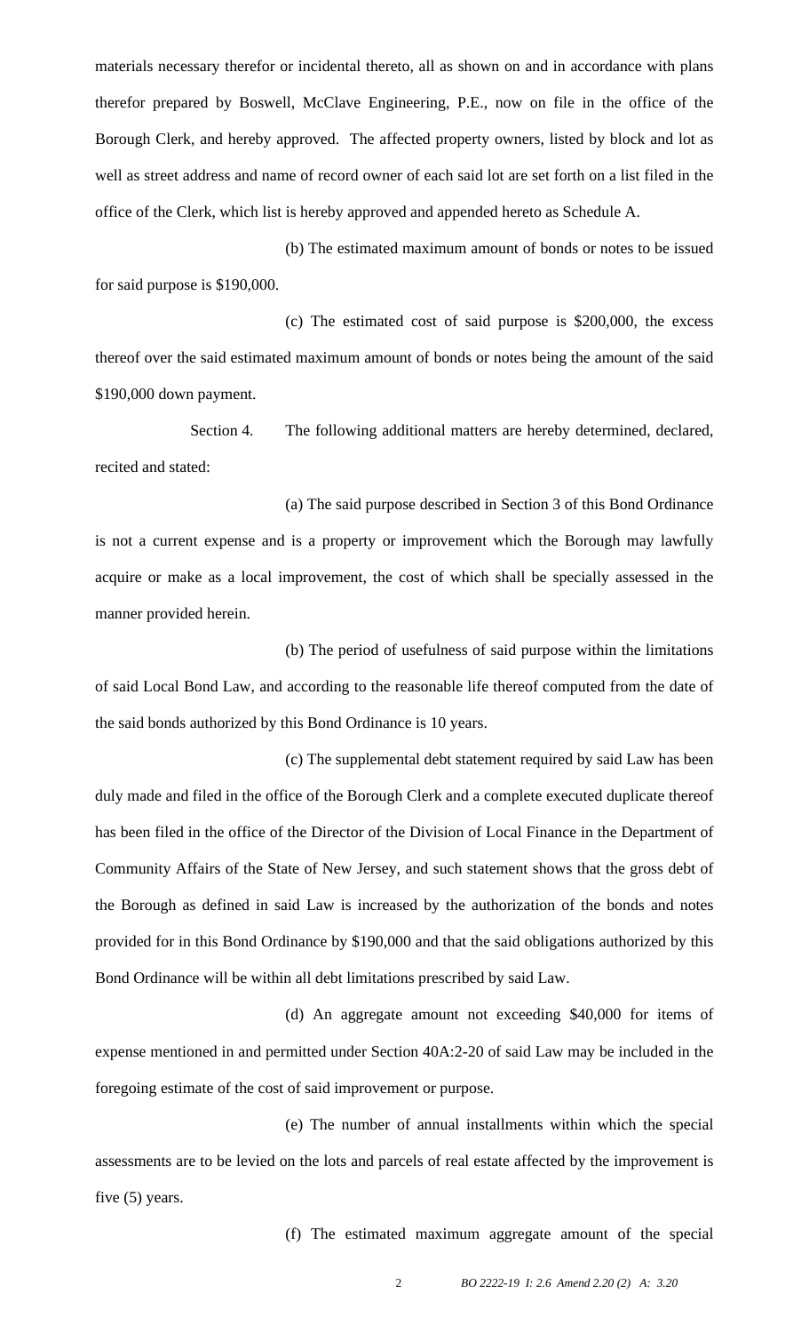materials necessary therefor or incidental thereto, all as shown on and in accordance with plans therefor prepared by Boswell, McClave Engineering, P.E., now on file in the office of the Borough Clerk, and hereby approved. The affected property owners, listed by block and lot as well as street address and name of record owner of each said lot are set forth on a list filed in the office of the Clerk, which list is hereby approved and appended hereto as Schedule A.

(b) The estimated maximum amount of bonds or notes to be issued for said purpose is $190,000.

(c) The estimated cost of said purpose is $200,000, the excess thereof over the said estimated maximum amount of bonds or notes being the amount of the said $190,000 down payment.

Section 4. The following additional matters are hereby determined, declared, recited and stated:

(a) The said purpose described in Section 3 of this Bond Ordinance is not a current expense and is a property or improvement which the Borough may lawfully acquire or make as a local improvement, the cost of which shall be specially assessed in the manner provided herein.

(b) The period of usefulness of said purpose within the limitations of said Local Bond Law, and according to the reasonable life thereof computed from the date of the said bonds authorized by this Bond Ordinance is 10 years.

(c) The supplemental debt statement required by said Law has been duly made and filed in the office of the Borough Clerk and a complete executed duplicate thereof has been filed in the office of the Director of the Division of Local Finance in the Department of Community Affairs of the State of New Jersey, and such statement shows that the gross debt of the Borough as defined in said Law is increased by the authorization of the bonds and notes provided for in this Bond Ordinance by $190,000 and that the said obligations authorized by this Bond Ordinance will be within all debt limitations prescribed by said Law.

(d) An aggregate amount not exceeding $40,000 for items of expense mentioned in and permitted under Section 40A:2-20 of said Law may be included in the foregoing estimate of the cost of said improvement or purpose.

(e) The number of annual installments within which the special assessments are to be levied on the lots and parcels of real estate affected by the improvement is five (5) years.

(f) The estimated maximum aggregate amount of the special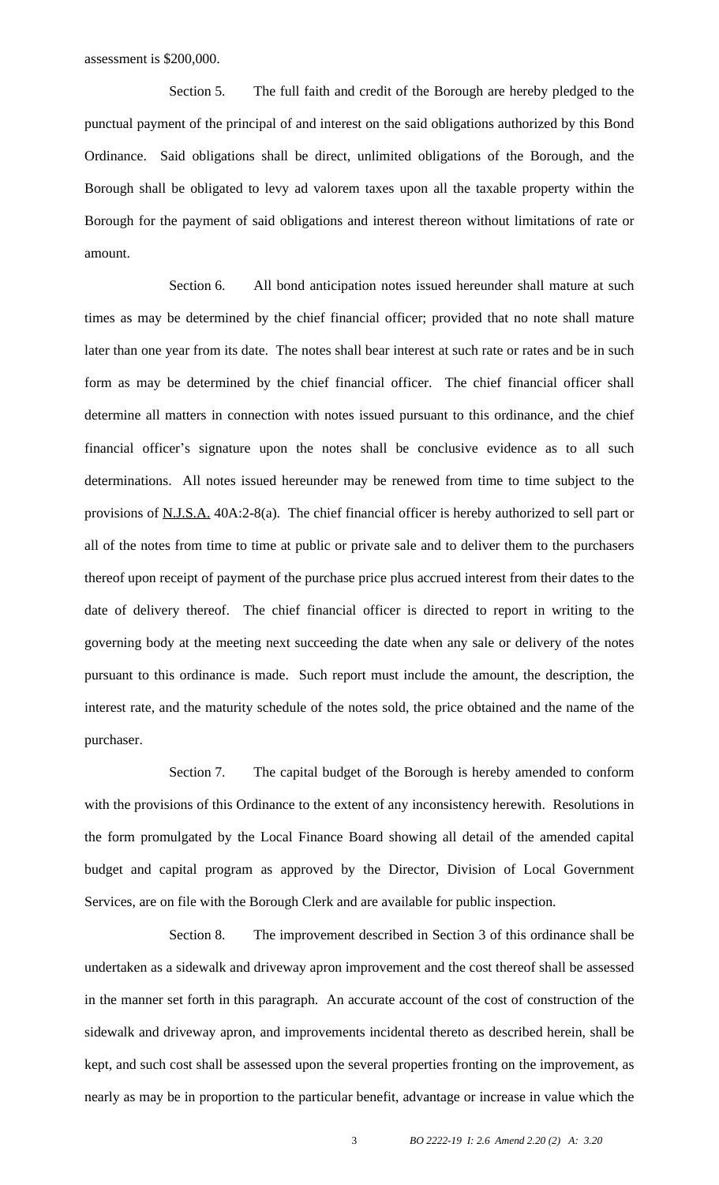assessment is $200,000.

Section 5. The full faith and credit of the Borough are hereby pledged to the punctual payment of the principal of and interest on the said obligations authorized by this Bond Ordinance. Said obligations shall be direct, unlimited obligations of the Borough, and the Borough shall be obligated to levy ad valorem taxes upon all the taxable property within the Borough for the payment of said obligations and interest thereon without limitations of rate or amount.

Section 6. All bond anticipation notes issued hereunder shall mature at such times as may be determined by the chief financial officer; provided that no note shall mature later than one year from its date. The notes shall bear interest at such rate or rates and be in such form as may be determined by the chief financial officer. The chief financial officer shall determine all matters in connection with notes issued pursuant to this ordinance, and the chief financial officer's signature upon the notes shall be conclusive evidence as to all such determinations. All notes issued hereunder may be renewed from time to time subject to the provisions of N.J.S.A. 40A:2-8(a). The chief financial officer is hereby authorized to sell part or all of the notes from time to time at public or private sale and to deliver them to the purchasers thereof upon receipt of payment of the purchase price plus accrued interest from their dates to the date of delivery thereof. The chief financial officer is directed to report in writing to the governing body at the meeting next succeeding the date when any sale or delivery of the notes pursuant to this ordinance is made. Such report must include the amount, the description, the interest rate, and the maturity schedule of the notes sold, the price obtained and the name of the purchaser.

Section 7. The capital budget of the Borough is hereby amended to conform with the provisions of this Ordinance to the extent of any inconsistency herewith. Resolutions in the form promulgated by the Local Finance Board showing all detail of the amended capital budget and capital program as approved by the Director, Division of Local Government Services, are on file with the Borough Clerk and are available for public inspection.

Section 8. The improvement described in Section 3 of this ordinance shall be undertaken as a sidewalk and driveway apron improvement and the cost thereof shall be assessed in the manner set forth in this paragraph. An accurate account of the cost of construction of the sidewalk and driveway apron, and improvements incidental thereto as described herein, shall be kept, and such cost shall be assessed upon the several properties fronting on the improvement, as nearly as may be in proportion to the particular benefit, advantage or increase in value which the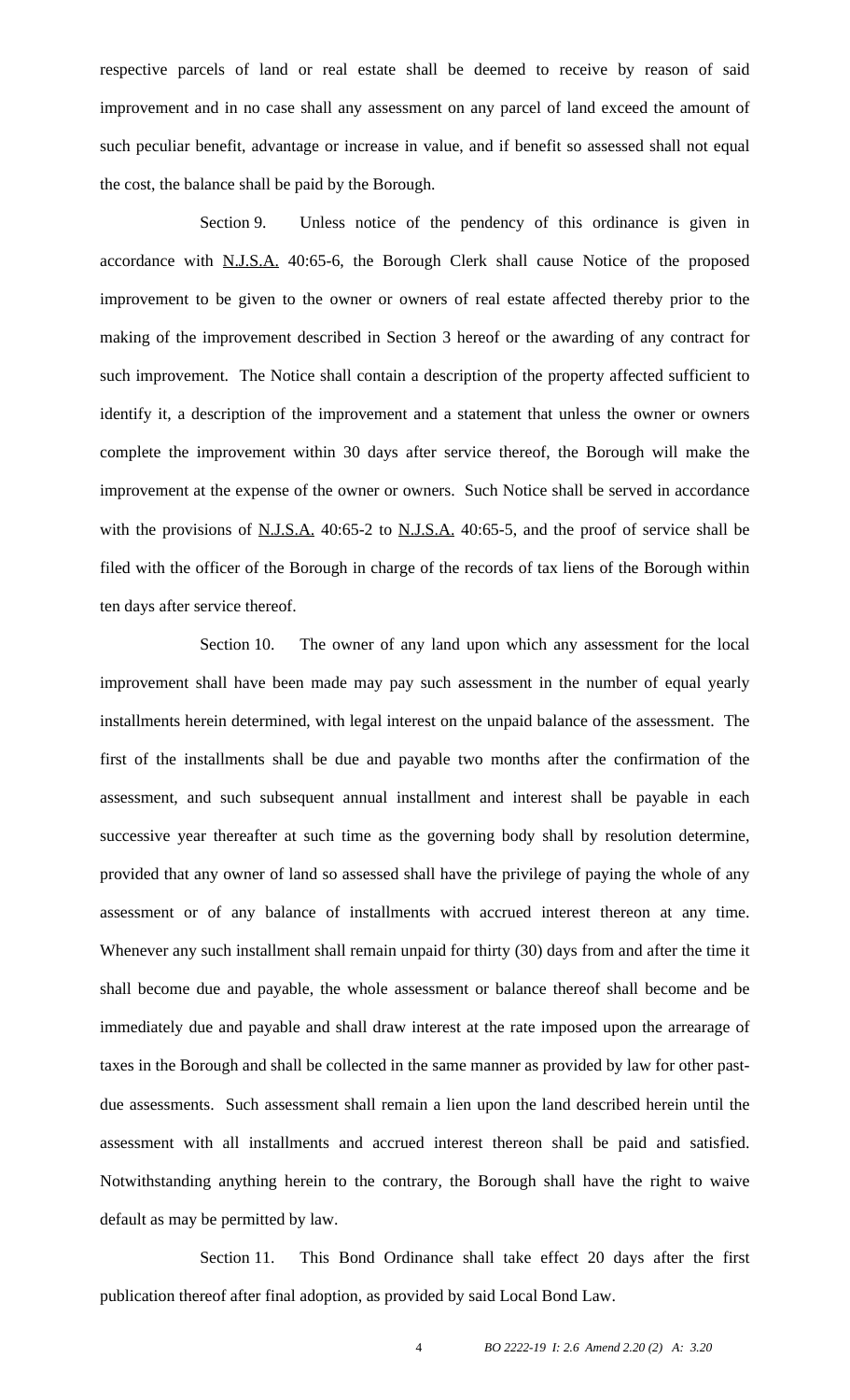respective parcels of land or real estate shall be deemed to receive by reason of said improvement and in no case shall any assessment on any parcel of land exceed the amount of such peculiar benefit, advantage or increase in value, and if benefit so assessed shall not equal the cost, the balance shall be paid by the Borough.

Section 9. Unless notice of the pendency of this ordinance is given in accordance with N.J.S.A. 40:65-6, the Borough Clerk shall cause Notice of the proposed improvement to be given to the owner or owners of real estate affected thereby prior to the making of the improvement described in Section 3 hereof or the awarding of any contract for such improvement. The Notice shall contain a description of the property affected sufficient to identify it, a description of the improvement and a statement that unless the owner or owners complete the improvement within 30 days after service thereof, the Borough will make the improvement at the expense of the owner or owners. Such Notice shall be served in accordance with the provisions of N.J.S.A. 40:65-2 to N.J.S.A. 40:65-5, and the proof of service shall be filed with the officer of the Borough in charge of the records of tax liens of the Borough within ten days after service thereof.

Section 10. The owner of any land upon which any assessment for the local improvement shall have been made may pay such assessment in the number of equal yearly installments herein determined, with legal interest on the unpaid balance of the assessment. The first of the installments shall be due and payable two months after the confirmation of the assessment, and such subsequent annual installment and interest shall be payable in each successive year thereafter at such time as the governing body shall by resolution determine, provided that any owner of land so assessed shall have the privilege of paying the whole of any assessment or of any balance of installments with accrued interest thereon at any time. Whenever any such installment shall remain unpaid for thirty (30) days from and after the time it shall become due and payable, the whole assessment or balance thereof shall become and be immediately due and payable and shall draw interest at the rate imposed upon the arrearage of taxes in the Borough and shall be collected in the same manner as provided by law for other past-due assessments. Such assessment shall remain a lien upon the land described herein until the assessment with all installments and accrued interest thereon shall be paid and satisfied. Notwithstanding anything herein to the contrary, the Borough shall have the right to waive default as may be permitted by law.

Section 11. This Bond Ordinance shall take effect 20 days after the first publication thereof after final adoption, as provided by said Local Bond Law.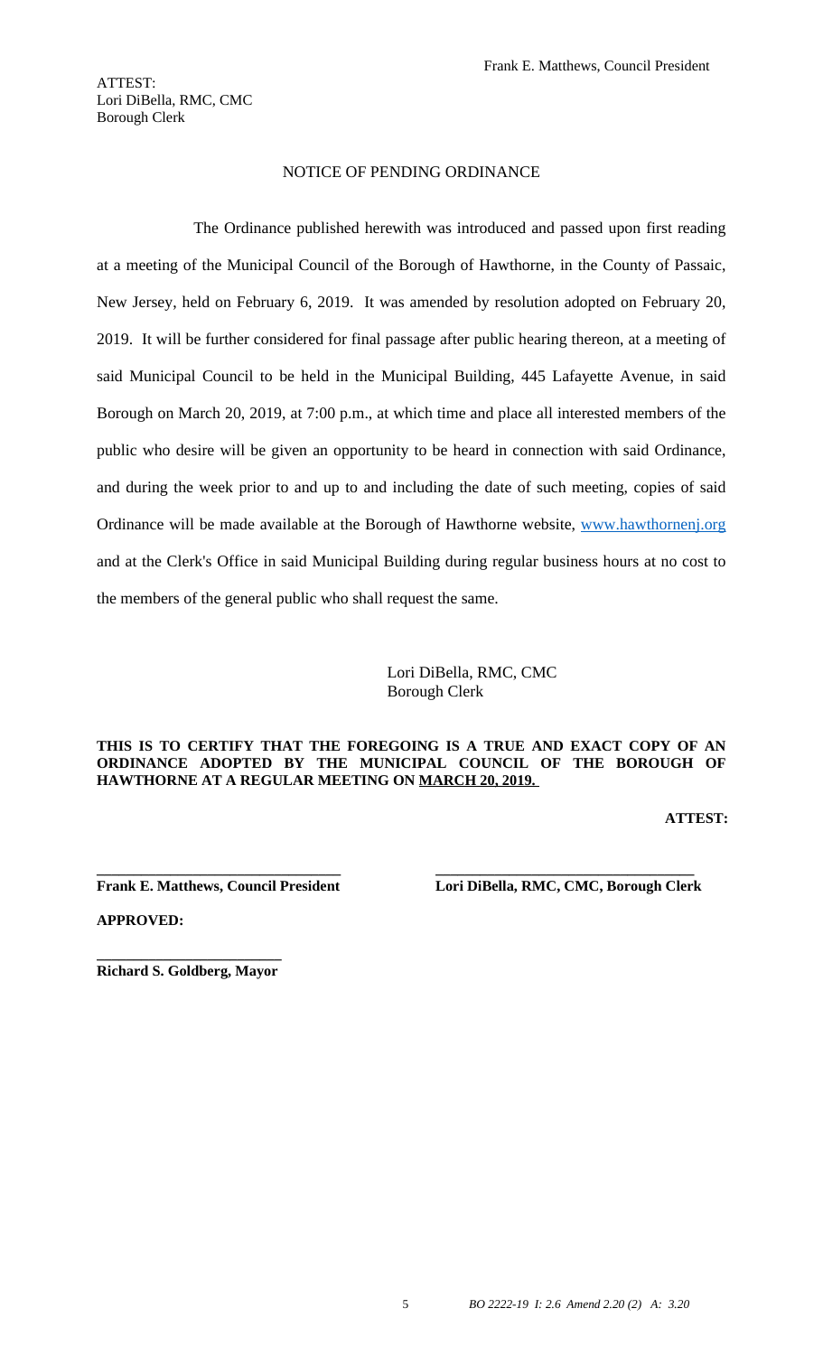Frank E. Matthews, Council President

ATTEST:
Lori DiBella, RMC, CMC
Borough Clerk

NOTICE OF PENDING ORDINANCE

The Ordinance published herewith was introduced and passed upon first reading at a meeting of the Municipal Council of the Borough of Hawthorne, in the County of Passaic, New Jersey, held on February 6, 2019. It was amended by resolution adopted on February 20, 2019. It will be further considered for final passage after public hearing thereon, at a meeting of said Municipal Council to be held in the Municipal Building, 445 Lafayette Avenue, in said Borough on March 20, 2019, at 7:00 p.m., at which time and place all interested members of the public who desire will be given an opportunity to be heard in connection with said Ordinance, and during the week prior to and up to and including the date of such meeting, copies of said Ordinance will be made available at the Borough of Hawthorne website, [www.hawthornenj.org](http://www.hawthornenj.org) and at the Clerk's Office in said Municipal Building during regular business hours at no cost to the members of the general public who shall request the same.

Lori DiBella, RMC, CMC
Borough Clerk

**THIS IS TO CERTIFY THAT THE FOREGOING IS A TRUE AND EXACT COPY OF AN ORDINANCE ADOPTED BY THE MUNICIPAL COUNCIL OF THE BOROUGH OF HAWTHORNE AT A REGULAR MEETING ON MARCH 20, 2019.**

**ATTEST:**

\_\_\_\_\_\_\_\_\_\_\_\_\_\_\_\_\_\_\_\_\_\_\_\_\_\_\_\_\_\_
**Frank E. Matthews, Council President**

\_\_\_\_\_\_\_\_\_\_\_\_\_\_\_\_\_\_\_\_\_\_\_\_\_\_\_\_\_\_
**Lori DiBella, RMC, CMC, Borough Clerk**

**APPROVED:**

\_\_\_\_\_\_\_\_\_\_\_\_\_\_\_\_\_\_\_\_\_\_\_\_
**Richard S. Goldberg, Mayor**

*BO 2222-19 I: 2.6 Amend 2.20 (2) A: 3.20*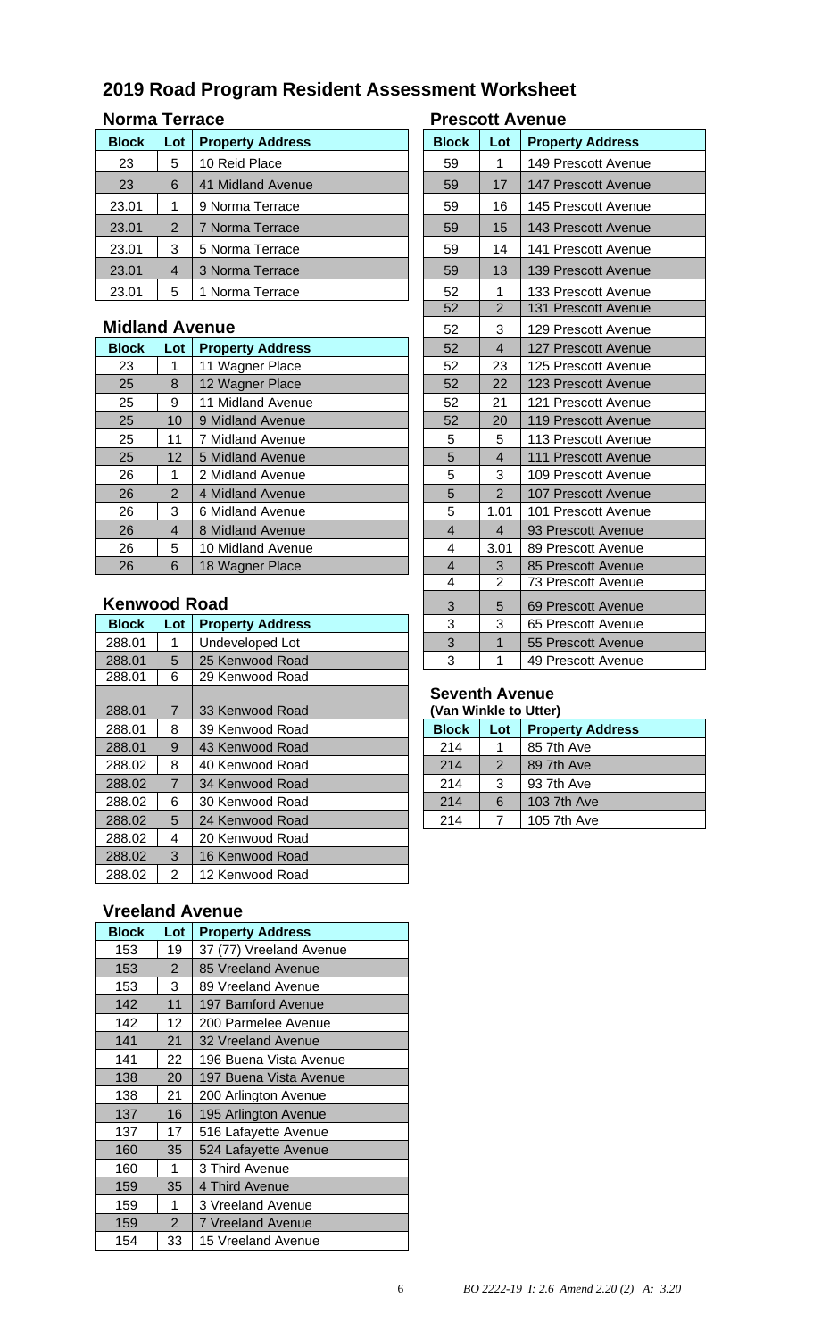# 2019 Road Program Resident Assessment Worksheet

## Norma Terrace

| Block | Lot | Property Address |
|---|---|---|
| 23 | 5 | 10 Reid Place |
| 23 | 6 | 41 Midland Avenue |
| 23.01 | 1 | 9 Norma Terrace |
| 23.01 | 2 | 7 Norma Terrace |
| 23.01 | 3 | 5 Norma Terrace |
| 23.01 | 4 | 3 Norma Terrace |
| 23.01 | 5 | 1 Norma Terrace |

## Midland Avenue

| Block | Lot | Property Address |
|---|---|---|
| 23 | 1 | 11 Wagner Place |
| 25 | 8 | 12 Wagner Place |
| 25 | 9 | 11 Midland Avenue |
| 25 | 10 | 9 Midland Avenue |
| 25 | 11 | 7 Midland Avenue |
| 25 | 12 | 5 Midland Avenue |
| 26 | 1 | 2 Midland Avenue |
| 26 | 2 | 4 Midland Avenue |
| 26 | 3 | 6 Midland Avenue |
| 26 | 4 | 8 Midland Avenue |
| 26 | 5 | 10 Midland Avenue |
| 26 | 6 | 18 Wagner Place |

## Kenwood Road

| Block | Lot | Property Address |
|---|---|---|
| 288.01 | 1 | Undeveloped Lot |
| 288.01 | 5 | 25 Kenwood Road |
| 288.01 | 6 | 29 Kenwood Road |
| 288.01 | 7 | 33 Kenwood Road |
| 288.01 | 8 | 39 Kenwood Road |
| 288.01 | 9 | 43 Kenwood Road |
| 288.02 | 8 | 40 Kenwood Road |
| 288.02 | 7 | 34 Kenwood Road |
| 288.02 | 6 | 30 Kenwood Road |
| 288.02 | 5 | 24 Kenwood Road |
| 288.02 | 4 | 20 Kenwood Road |
| 288.02 | 3 | 16 Kenwood Road |
| 288.02 | 2 | 12 Kenwood Road |

## Vreeland Avenue

| Block | Lot | Property Address |
|---|---|---|
| 153 | 19 | 37 (77) Vreeland Avenue |
| 153 | 2 | 85 Vreeland Avenue |
| 153 | 3 | 89 Vreeland Avenue |
| 142 | 11 | 197 Bamford Avenue |
| 142 | 12 | 200 Parmelee Avenue |
| 141 | 21 | 32 Vreeland Avenue |
| 141 | 22 | 196 Buena Vista Avenue |
| 138 | 20 | 197 Buena Vista Avenue |
| 138 | 21 | 200 Arlington Avenue |
| 137 | 16 | 195 Arlington Avenue |
| 137 | 17 | 516 Lafayette Avenue |
| 160 | 35 | 524 Lafayette Avenue |
| 160 | 1 | 3 Third Avenue |
| 159 | 35 | 4 Third Avenue |
| 159 | 1 | 3 Vreeland Avenue |
| 159 | 2 | 7 Vreeland Avenue |
| 154 | 33 | 15 Vreeland Avenue |

## Prescott Avenue

| Block | Lot | Property Address |
|---|---|---|
| 59 | 1 | 149 Prescott Avenue |
| 59 | 17 | 147 Prescott Avenue |
| 59 | 16 | 145 Prescott Avenue |
| 59 | 15 | 143 Prescott Avenue |
| 59 | 14 | 141 Prescott Avenue |
| 59 | 13 | 139 Prescott Avenue |
| 52 | 1 | 133 Prescott Avenue |
| 52 | 2 | 131 Prescott Avenue |
| 52 | 3 | 129 Prescott Avenue |
| 52 | 4 | 127 Prescott Avenue |
| 52 | 23 | 125 Prescott Avenue |
| 52 | 22 | 123 Prescott Avenue |
| 52 | 21 | 121 Prescott Avenue |
| 52 | 20 | 119 Prescott Avenue |
| 5 | 5 | 113 Prescott Avenue |
| 5 | 4 | 111 Prescott Avenue |
| 5 | 3 | 109 Prescott Avenue |
| 5 | 2 | 107 Prescott Avenue |
| 5 | 1.01 | 101 Prescott Avenue |
| 4 | 4 | 93 Prescott Avenue |
| 4 | 3.01 | 89 Prescott Avenue |
| 4 | 3 | 85 Prescott Avenue |
| 4 | 2 | 73 Prescott Avenue |
| 3 | 5 | 69 Prescott Avenue |
| 3 | 3 | 65 Prescott Avenue |
| 3 | 1 | 55 Prescott Avenue |
| 3 | 1 | 49 Prescott Avenue |

## Seventh Avenue
**(Van Winkle to Utter)**

| Block | Lot | Property Address |
|---|---|---|
| 214 | 1 | 85 7th Ave |
| 214 | 2 | 89 7th Ave |
| 214 | 3 | 93 7th Ave |
| 214 | 6 | 103 7th Ave |
| 214 | 7 | 105 7th Ave |

*BO 2222-19 I: 2.6 Amend 2.20 (2) A: 3.20*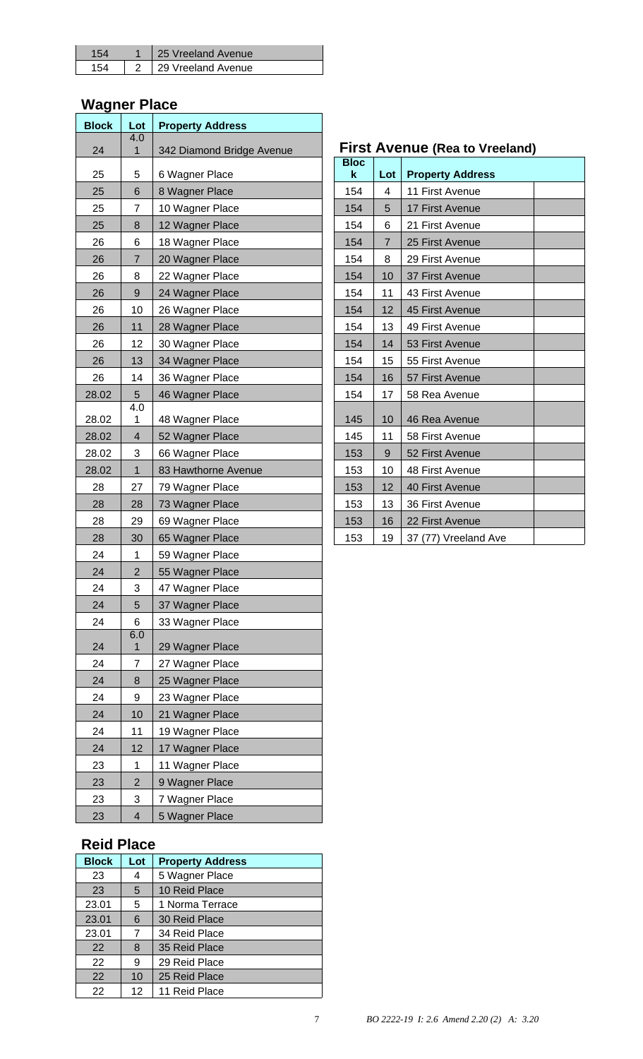| Block | Lot | Property Address |
|---|---|---|
| 154 | 1 | 25 Vreeland Avenue |
| 154 | 2 | 29 Vreeland Avenue |

## Wagner Place

| Block | Lot | Property Address |
|---|---|---|
| 24 | 4.01 | 342 Diamond Bridge Avenue |
| 25 | 5 | 6 Wagner Place |
| 25 | 6 | 8 Wagner Place |
| 25 | 7 | 10 Wagner Place |
| 25 | 8 | 12 Wagner Place |
| 26 | 6 | 18 Wagner Place |
| 26 | 7 | 20 Wagner Place |
| 26 | 8 | 22 Wagner Place |
| 26 | 9 | 24 Wagner Place |
| 26 | 10 | 26 Wagner Place |
| 26 | 11 | 28 Wagner Place |
| 26 | 12 | 30 Wagner Place |
| 26 | 13 | 34 Wagner Place |
| 26 | 14 | 36 Wagner Place |
| 28.02 | 5 | 46 Wagner Place |
| 28.02 | 4.01 | 48 Wagner Place |
| 28.02 | 4 | 52 Wagner Place |
| 28.02 | 3 | 66 Wagner Place |
| 28.02 | 1 | 83 Hawthorne Avenue |
| 28 | 27 | 79 Wagner Place |
| 28 | 28 | 73 Wagner Place |
| 28 | 29 | 69 Wagner Place |
| 28 | 30 | 65 Wagner Place |
| 24 | 1 | 59 Wagner Place |
| 24 | 2 | 55 Wagner Place |
| 24 | 3 | 47 Wagner Place |
| 24 | 5 | 37 Wagner Place |
| 24 | 6 | 33 Wagner Place |
| 24 | 6.01 | 29 Wagner Place |
| 24 | 7 | 27 Wagner Place |
| 24 | 8 | 25 Wagner Place |
| 24 | 9 | 23 Wagner Place |
| 24 | 10 | 21 Wagner Place |
| 24 | 11 | 19 Wagner Place |
| 24 | 12 | 17 Wagner Place |
| 23 | 1 | 11 Wagner Place |
| 23 | 2 | 9 Wagner Place |
| 23 | 3 | 7 Wagner Place |
| 23 | 4 | 5 Wagner Place |

## Reid Place

| Block | Lot | Property Address |
|---|---|---|
| 23 | 4 | 5 Wagner Place |
| 23 | 5 | 10 Reid Place |
| 23.01 | 5 | 1 Norma Terrace |
| 23.01 | 6 | 30 Reid Place |
| 23.01 | 7 | 34 Reid Place |
| 22 | 8 | 35 Reid Place |
| 22 | 9 | 29 Reid Place |
| 22 | 10 | 25 Reid Place |
| 22 | 12 | 11 Reid Place |

## First Avenue (Rea to Vreeland)

| Block | Lot | Property Address | |
|---|---|---|---|
| 154 | 4 | 11 First Avenue | |
| 154 | 5 | 17 First Avenue | |
| 154 | 6 | 21 First Avenue | |
| 154 | 7 | 25 First Avenue | |
| 154 | 8 | 29 First Avenue | |
| 154 | 10 | 37 First Avenue | |
| 154 | 11 | 43 First Avenue | |
| 154 | 12 | 45 First Avenue | |
| 154 | 13 | 49 First Avenue | |
| 154 | 14 | 53 First Avenue | |
| 154 | 15 | 55 First Avenue | |
| 154 | 16 | 57 First Avenue | |
| 154 | 17 | 58 Rea Avenue | |
| 145 | 10 | 46 Rea Avenue | |
| 145 | 11 | 58 First Avenue | |
| 153 | 9 | 52 First Avenue | |
| 153 | 10 | 48 First Avenue | |
| 153 | 12 | 40 First Avenue | |
| 153 | 13 | 36 First Avenue | |
| 153 | 16 | 22 First Avenue | |
| 153 | 19 | 37 (77) Vreeland Ave | |

*BO 2222-19 I: 2.6 Amend 2.20 (2) A: 3.20*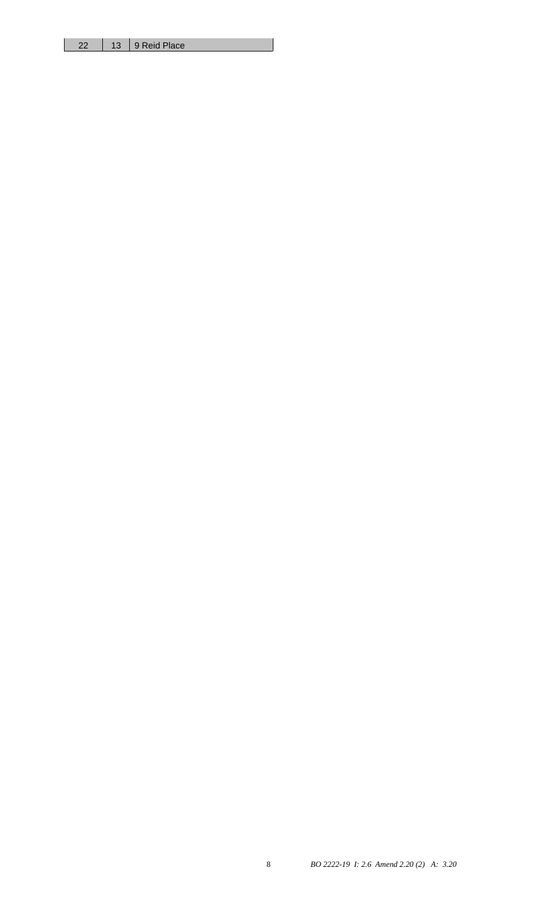| | | |
|---|---|---|
| 22 | 13 | 9 Reid Place |